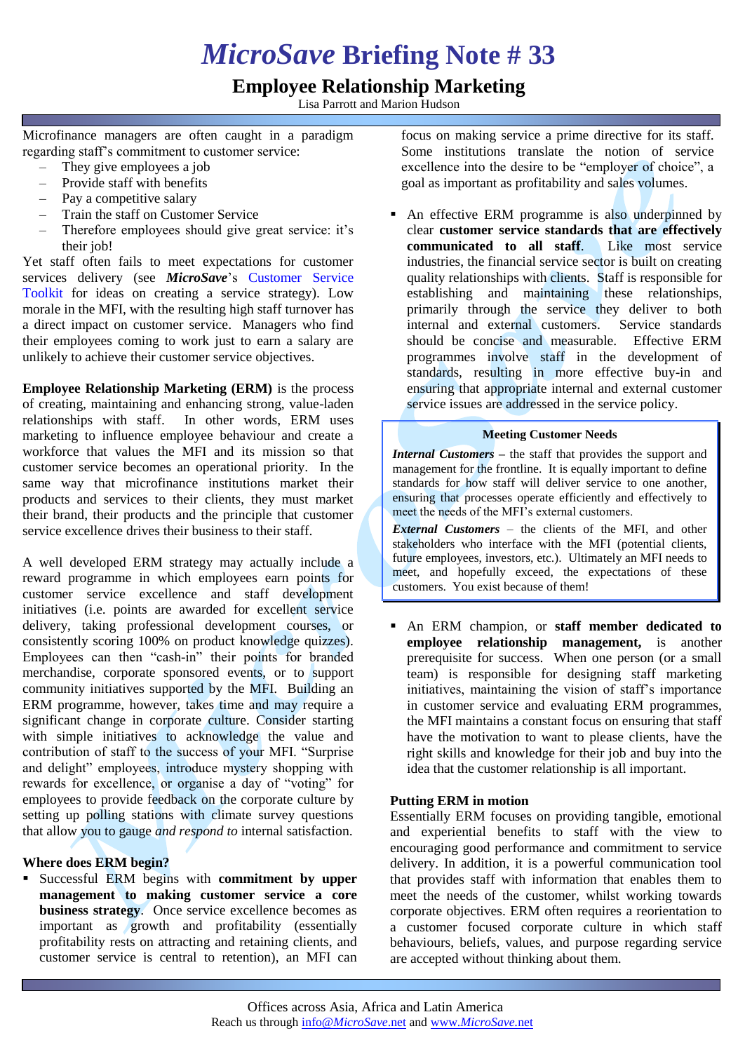# *MicroSave* Briefing Note # 33

## Employee Relationship Marketing

Lisa Parrott and Marion Hudson

Microfinance managers are often caught in a paradigm regarding staff's commitment to customer service:

- They give employees a job
- Provide staff with benefits
- Pay a competitive salary
- Train the staff on Customer Service
- Therefore employees should give great service: it's their job!

Yet staff often fails to meet expectations for customer services delivery (see ***MicroSave***'s Customer Service Toolkit for ideas on creating a service strategy). Low morale in the MFI, with the resulting high staff turnover has a direct impact on customer service. Managers who find their employees coming to work just to earn a salary are unlikely to achieve their customer service objectives.

**Employee Relationship Marketing (ERM)** is the process of creating, maintaining and enhancing strong, value-laden relationships with staff. In other words, ERM uses marketing to influence employee behaviour and create a workforce that values the MFI and its mission so that customer service becomes an operational priority. In the same way that microfinance institutions market their products and services to their clients, they must market their brand, their products and the principle that customer service excellence drives their business to their staff.

A well developed ERM strategy may actually include a reward programme in which employees earn points for customer service excellence and staff development initiatives (i.e. points are awarded for excellent service delivery, taking professional development courses, or consistently scoring 100% on product knowledge quizzes). Employees can then "cash-in" their points for branded merchandise, corporate sponsored events, or to support community initiatives supported by the MFI. Building an ERM programme, however, takes time and may require a significant change in corporate culture. Consider starting with simple initiatives to acknowledge the value and contribution of staff to the success of your MFI. "Surprise and delight" employees, introduce mystery shopping with rewards for excellence, or organise a day of "voting" for employees to provide feedback on the corporate culture by setting up polling stations with climate survey questions that allow you to gauge *and respond to* internal satisfaction.

### Where does ERM begin?

- Successful ERM begins with **commitment by upper management to making customer service a core business strategy**. Once service excellence becomes as important as growth and profitability (essentially profitability rests on attracting and retaining clients, and customer service is central to retention), an MFI can focus on making service a prime directive for its staff. Some institutions translate the notion of service excellence into the desire to be "employer of choice", a goal as important as profitability and sales volumes.

- An effective ERM programme is also underpinned by clear **customer service standards that are effectively communicated to all staff**. Like most service industries, the financial service sector is built on creating quality relationships with clients. Staff is responsible for establishing and maintaining these relationships, primarily through the service they deliver to both internal and external customers. Service standards should be concise and measurable. Effective ERM programmes involve staff in the development of standards, resulting in more effective buy-in and ensuring that appropriate internal and external customer service issues are addressed in the service policy.

> **Meeting Customer Needs**
>
> ***Internal Customers*** **–** the staff that provides the support and management for the frontline. It is equally important to define standards for how staff will deliver service to one another, ensuring that processes operate efficiently and effectively to meet the needs of the MFI's external customers.
>
> ***External Customers*** – the clients of the MFI, and other stakeholders who interface with the MFI (potential clients, future employees, investors, etc.). Ultimately an MFI needs to meet, and hopefully exceed, the expectations of these customers. You exist because of them!

- An ERM champion, or **staff member dedicated to employee relationship management,** is another prerequisite for success. When one person (or a small team) is responsible for designing staff marketing initiatives, maintaining the vision of staff's importance in customer service and evaluating ERM programmes, the MFI maintains a constant focus on ensuring that staff have the motivation to want to please clients, have the right skills and knowledge for their job and buy into the idea that the customer relationship is all important.

### Putting ERM in motion

Essentially ERM focuses on providing tangible, emotional and experiential benefits to staff with the view to encouraging good performance and commitment to service delivery. In addition, it is a powerful communication tool that provides staff with information that enables them to meet the needs of the customer, whilst working towards corporate objectives. ERM often requires a reorientation to a customer focused corporate culture in which staff behaviours, beliefs, values, and purpose regarding service are accepted without thinking about them.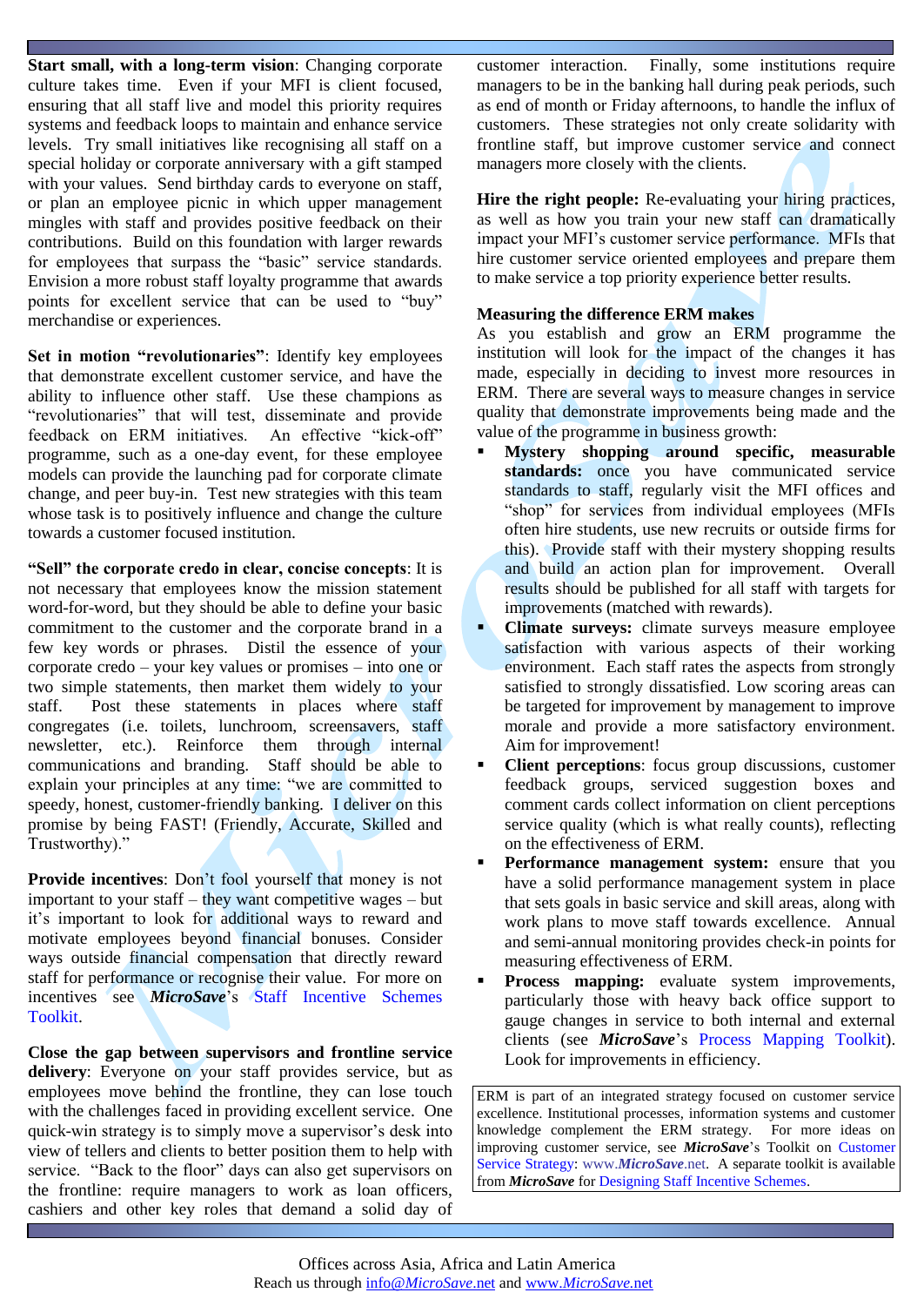**Start small, with a long-term vision**: Changing corporate culture takes time. Even if your MFI is client focused, ensuring that all staff live and model this priority requires systems and feedback loops to maintain and enhance service levels. Try small initiatives like recognising all staff on a special holiday or corporate anniversary with a gift stamped with your values. Send birthday cards to everyone on staff, or plan an employee picnic in which upper management mingles with staff and provides positive feedback on their contributions. Build on this foundation with larger rewards for employees that surpass the "basic" service standards. Envision a more robust staff loyalty programme that awards points for excellent service that can be used to "buy" merchandise or experiences.

**Set in motion "revolutionaries"**: Identify key employees that demonstrate excellent customer service, and have the ability to influence other staff. Use these champions as "revolutionaries" that will test, disseminate and provide feedback on ERM initiatives. An effective "kick-off" programme, such as a one-day event, for these employee models can provide the launching pad for corporate climate change, and peer buy-in. Test new strategies with this team whose task is to positively influence and change the culture towards a customer focused institution.

**"Sell" the corporate credo in clear, concise concepts**: It is not necessary that employees know the mission statement word-for-word, but they should be able to define your basic commitment to the customer and the corporate brand in a few key words or phrases. Distil the essence of your corporate credo – your key values or promises – into one or two simple statements, then market them widely to your staff. Post these statements in places where staff congregates (i.e. toilets, lunchroom, screensavers, staff newsletter, etc.). Reinforce them through internal communications and branding. Staff should be able to explain your principles at any time: "we are committed to speedy, honest, customer-friendly banking. I deliver on this promise by being FAST! (Friendly, Accurate, Skilled and Trustworthy)."

**Provide incentives**: Don't fool yourself that money is not important to your staff – they want competitive wages – but it's important to look for additional ways to reward and motivate employees beyond financial bonuses. Consider ways outside financial compensation that directly reward staff for performance or recognise their value. For more on incentives see ***MicroSave***'s Staff Incentive Schemes Toolkit.

**Close the gap between supervisors and frontline service delivery**: Everyone on your staff provides service, but as employees move behind the frontline, they can lose touch with the challenges faced in providing excellent service. One quick-win strategy is to simply move a supervisor's desk into view of tellers and clients to better position them to help with service. "Back to the floor" days can also get supervisors on the frontline: require managers to work as loan officers, cashiers and other key roles that demand a solid day of customer interaction. Finally, some institutions require managers to be in the banking hall during peak periods, such as end of month or Friday afternoons, to handle the influx of customers. These strategies not only create solidarity with frontline staff, but improve customer service and connect managers more closely with the clients.

**Hire the right people:** Re-evaluating your hiring practices, as well as how you train your new staff can dramatically impact your MFI's customer service performance. MFIs that hire customer service oriented employees and prepare them to make service a top priority experience better results.

**Measuring the difference ERM makes**

As you establish and grow an ERM programme the institution will look for the impact of the changes it has made, especially in deciding to invest more resources in ERM. There are several ways to measure changes in service quality that demonstrate improvements being made and the value of the programme in business growth:

- **Mystery shopping around specific, measurable standards:** once you have communicated service standards to staff, regularly visit the MFI offices and "shop" for services from individual employees (MFIs often hire students, use new recruits or outside firms for this). Provide staff with their mystery shopping results and build an action plan for improvement. Overall results should be published for all staff with targets for improvements (matched with rewards).
- **Climate surveys:** climate surveys measure employee satisfaction with various aspects of their working environment. Each staff rates the aspects from strongly satisfied to strongly dissatisfied. Low scoring areas can be targeted for improvement by management to improve morale and provide a more satisfactory environment. Aim for improvement!
- **Client perceptions**: focus group discussions, customer feedback groups, serviced suggestion boxes and comment cards collect information on client perceptions service quality (which is what really counts), reflecting on the effectiveness of ERM.
- **Performance management system:** ensure that you have a solid performance management system in place that sets goals in basic service and skill areas, along with work plans to move staff towards excellence. Annual and semi-annual monitoring provides check-in points for measuring effectiveness of ERM.
- **Process mapping:** evaluate system improvements, particularly those with heavy back office support to gauge changes in service to both internal and external clients (see ***MicroSave***'s Process Mapping Toolkit). Look for improvements in efficiency.

ERM is part of an integrated strategy focused on customer service excellence. Institutional processes, information systems and customer knowledge complement the ERM strategy. For more ideas on improving customer service, see ***MicroSave***'s Toolkit on Customer Service Strategy: www.***MicroSave***.net. A separate toolkit is available from ***MicroSave*** for Designing Staff Incentive Schemes.

Offices across Asia, Africa and Latin America
Reach us through info@*MicroSave*.net and www.*MicroSave*.net